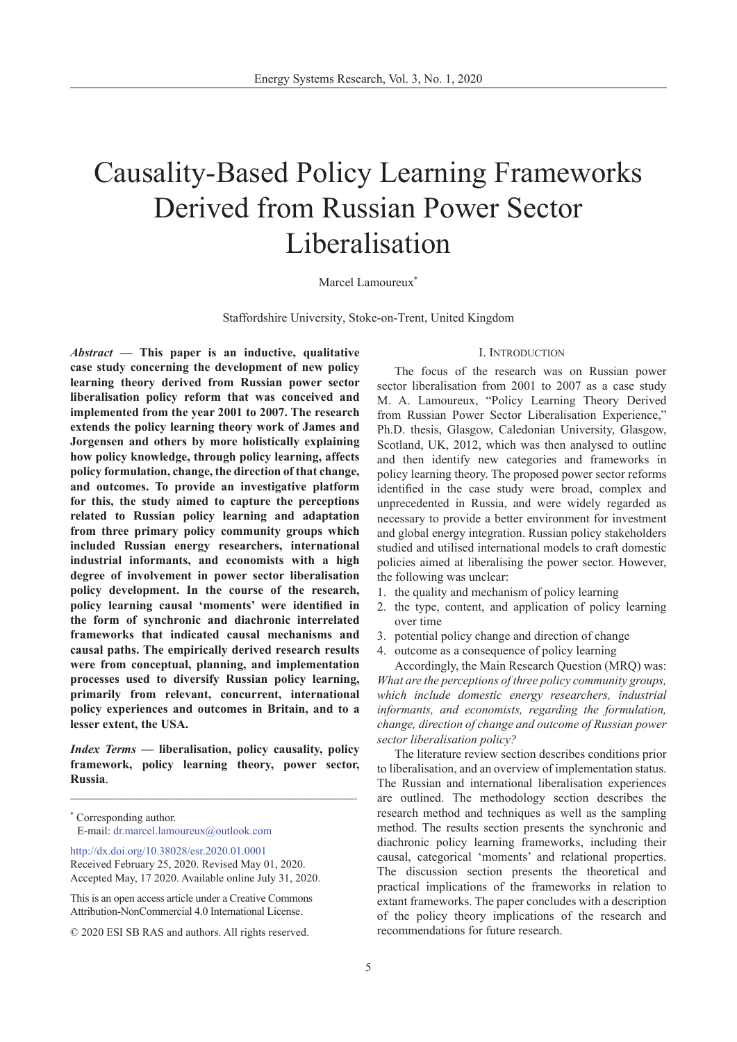# Causality-Based Policy Learning Frameworks Derived from Russian Power Sector Liberalisation

Marcel Lamoureux*

Staffordshire University, Stoke-on-Trent, United Kingdom

***Abstract* — This paper is an inductive, qualitative case study concerning the development of new policy learning theory derived from Russian power sector liberalisation policy reform that was conceived and implemented from the year 2001 to 2007. The research extends the policy learning theory work of James and Jorgensen and others by more holistically explaining how policy knowledge, through policy learning, affects policy formulation, change, the direction of that change, and outcomes. To provide an investigative platform for this, the study aimed to capture the perceptions related to Russian policy learning and adaptation from three primary policy community groups which included Russian energy researchers, international industrial informants, and economists with a high degree of involvement in power sector liberalisation policy development. In the course of the research, policy learning causal 'moments' were identified in the form of synchronic and diachronic interrelated frameworks that indicated causal mechanisms and causal paths. The empirically derived research results were from conceptual, planning, and implementation processes used to diversify Russian policy learning, primarily from relevant, concurrent, international policy experiences and outcomes in Britain, and to a lesser extent, the USA.**

***Index Terms* — liberalisation, policy causality, policy framework, policy learning theory, power sector, Russia.**

---

\* Corresponding author.
E-mail: dr.marcel.lamoureux@outlook.com

http://dx.doi.org/10.38028/esr.2020.01.0001
Received February 25, 2020. Revised May 01, 2020.
Accepted May, 17 2020. Available online July 31, 2020.

This is an open access article under a Creative Commons Attribution-NonCommercial 4.0 International License.

© 2020 ESI SB RAS and authors. All rights reserved.

## I. Introduction

The focus of the research was on Russian power sector liberalisation from 2001 to 2007 as a case study M. A. Lamoureux, "Policy Learning Theory Derived from Russian Power Sector Liberalisation Experience," Ph.D. thesis, Glasgow, Caledonian University, Glasgow, Scotland, UK, 2012, which was then analysed to outline and then identify new categories and frameworks in policy learning theory. The proposed power sector reforms identified in the case study were broad, complex and unprecedented in Russia, and were widely regarded as necessary to provide a better environment for investment and global energy integration. Russian policy stakeholders studied and utilised international models to craft domestic policies aimed at liberalising the power sector. However, the following was unclear:

1. the quality and mechanism of policy learning
2. the type, content, and application of policy learning over time
3. potential policy change and direction of change
4. outcome as a consequence of policy learning

Accordingly, the Main Research Question (MRQ) was: *What are the perceptions of three policy community groups, which include domestic energy researchers, industrial informants, and economists, regarding the formulation, change, direction of change and outcome of Russian power sector liberalisation policy?*

The literature review section describes conditions prior to liberalisation, and an overview of implementation status. The Russian and international liberalisation experiences are outlined. The methodology section describes the research method and techniques as well as the sampling method. The results section presents the synchronic and diachronic policy learning frameworks, including their causal, categorical 'moments' and relational properties. The discussion section presents the theoretical and practical implications of the frameworks in relation to extant frameworks. The paper concludes with a description of the policy theory implications of the research and recommendations for future research.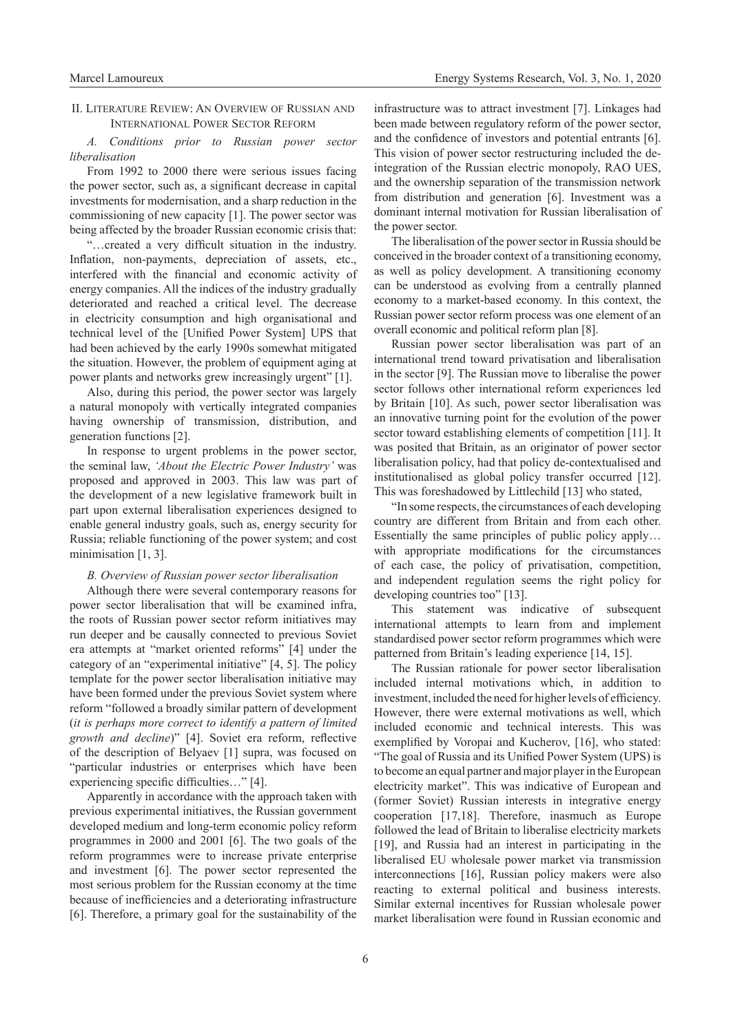## II. Literature Review: An Overview of Russian and International Power Sector Reform

### *A. Conditions prior to Russian power sector liberalisation*

From 1992 to 2000 there were serious issues facing the power sector, such as, a significant decrease in capital investments for modernisation, and a sharp reduction in the commissioning of new capacity [1]. The power sector was being affected by the broader Russian economic crisis that:

"…created a very difficult situation in the industry. Inflation, non-payments, depreciation of assets, etc., interfered with the financial and economic activity of energy companies. All the indices of the industry gradually deteriorated and reached a critical level. The decrease in electricity consumption and high organisational and technical level of the [Unified Power System] UPS that had been achieved by the early 1990s somewhat mitigated the situation. However, the problem of equipment aging at power plants and networks grew increasingly urgent" [1].

Also, during this period, the power sector was largely a natural monopoly with vertically integrated companies having ownership of transmission, distribution, and generation functions [2].

In response to urgent problems in the power sector, the seminal law, *'About the Electric Power Industry'* was proposed and approved in 2003. This law was part of the development of a new legislative framework built in part upon external liberalisation experiences designed to enable general industry goals, such as, energy security for Russia; reliable functioning of the power system; and cost minimisation [1, 3].

### *B. Overview of Russian power sector liberalisation*

Although there were several contemporary reasons for power sector liberalisation that will be examined infra, the roots of Russian power sector reform initiatives may run deeper and be causally connected to previous Soviet era attempts at "market oriented reforms" [4] under the category of an "experimental initiative" [4, 5]. The policy template for the power sector liberalisation initiative may have been formed under the previous Soviet system where reform "followed a broadly similar pattern of development (*it is perhaps more correct to identify a pattern of limited growth and decline*)" [4]. Soviet era reform, reflective of the description of Belyaev [1] supra, was focused on "particular industries or enterprises which have been experiencing specific difficulties…" [4].

Apparently in accordance with the approach taken with previous experimental initiatives, the Russian government developed medium and long-term economic policy reform programmes in 2000 and 2001 [6]. The two goals of the reform programmes were to increase private enterprise and investment [6]. The power sector represented the most serious problem for the Russian economy at the time because of inefficiencies and a deteriorating infrastructure [6]. Therefore, a primary goal for the sustainability of the infrastructure was to attract investment [7]. Linkages had been made between regulatory reform of the power sector, and the confidence of investors and potential entrants [6]. This vision of power sector restructuring included the de-integration of the Russian electric monopoly, RAO UES, and the ownership separation of the transmission network from distribution and generation [6]. Investment was a dominant internal motivation for Russian liberalisation of the power sector.

The liberalisation of the power sector in Russia should be conceived in the broader context of a transitioning economy, as well as policy development. A transitioning economy can be understood as evolving from a centrally planned economy to a market-based economy. In this context, the Russian power sector reform process was one element of an overall economic and political reform plan [8].

Russian power sector liberalisation was part of an international trend toward privatisation and liberalisation in the sector [9]. The Russian move to liberalise the power sector follows other international reform experiences led by Britain [10]. As such, power sector liberalisation was an innovative turning point for the evolution of the power sector toward establishing elements of competition [11]. It was posited that Britain, as an originator of power sector liberalisation policy, had that policy de-contextualised and institutionalised as global policy transfer occurred [12]. This was foreshadowed by Littlechild [13] who stated,

"In some respects, the circumstances of each developing country are different from Britain and from each other. Essentially the same principles of public policy apply… with appropriate modifications for the circumstances of each case, the policy of privatisation, competition, and independent regulation seems the right policy for developing countries too" [13].

This statement was indicative of subsequent international attempts to learn from and implement standardised power sector reform programmes which were patterned from Britain's leading experience [14, 15].

The Russian rationale for power sector liberalisation included internal motivations which, in addition to investment, included the need for higher levels of efficiency. However, there were external motivations as well, which included economic and technical interests. This was exemplified by Voropai and Kucherov, [16], who stated: "The goal of Russia and its Unified Power System (UPS) is to become an equal partner and major player in the European electricity market". This was indicative of European and (former Soviet) Russian interests in integrative energy cooperation [17,18]. Therefore, inasmuch as Europe followed the lead of Britain to liberalise electricity markets [19], and Russia had an interest in participating in the liberalised EU wholesale power market via transmission interconnections [16], Russian policy makers were also reacting to external political and business interests. Similar external incentives for Russian wholesale power market liberalisation were found in Russian economic and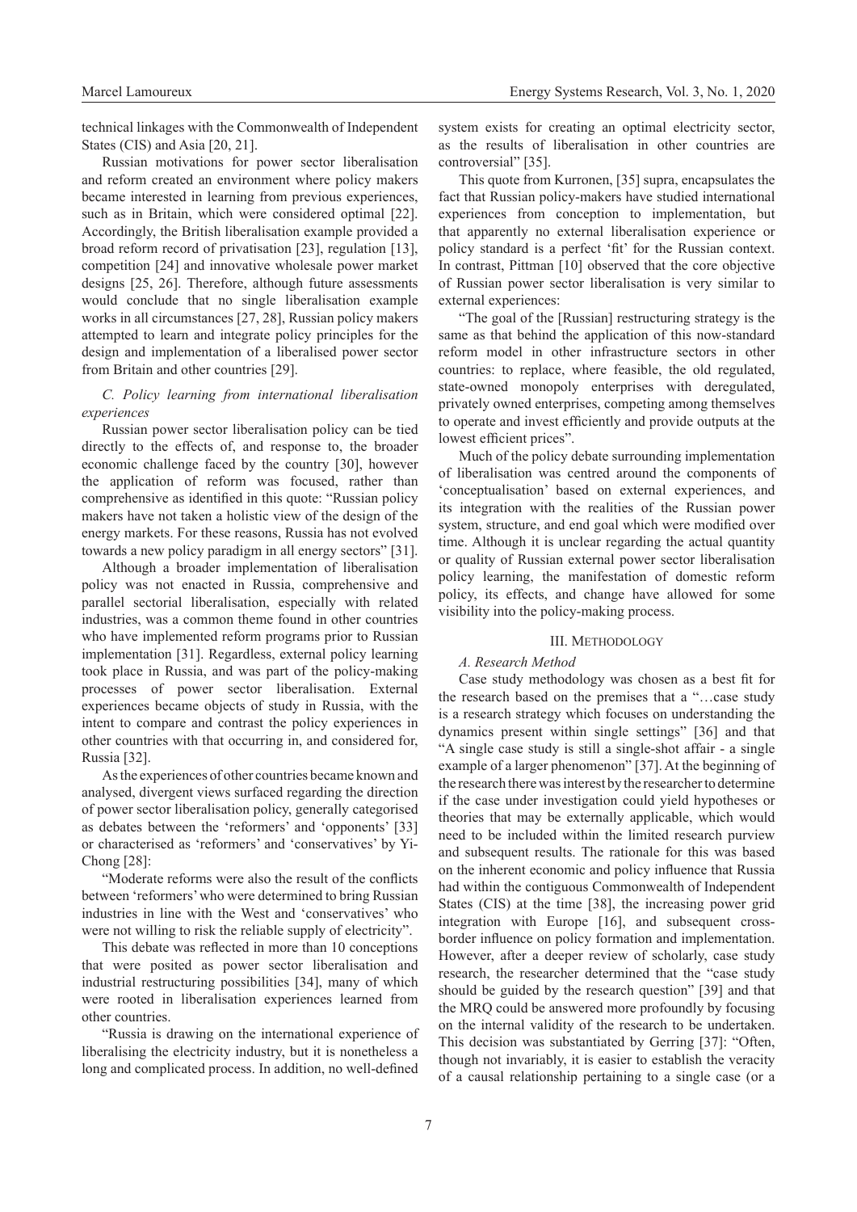technical linkages with the Commonwealth of Independent States (CIS) and Asia [20, 21].

Russian motivations for power sector liberalisation and reform created an environment where policy makers became interested in learning from previous experiences, such as in Britain, which were considered optimal [22]. Accordingly, the British liberalisation example provided a broad reform record of privatisation [23], regulation [13], competition [24] and innovative wholesale power market designs [25, 26]. Therefore, although future assessments would conclude that no single liberalisation example works in all circumstances [27, 28], Russian policy makers attempted to learn and integrate policy principles for the design and implementation of a liberalised power sector from Britain and other countries [29].

### *C. Policy learning from international liberalisation experiences*

Russian power sector liberalisation policy can be tied directly to the effects of, and response to, the broader economic challenge faced by the country [30], however the application of reform was focused, rather than comprehensive as identified in this quote: "Russian policy makers have not taken a holistic view of the design of the energy markets. For these reasons, Russia has not evolved towards a new policy paradigm in all energy sectors" [31].

Although a broader implementation of liberalisation policy was not enacted in Russia, comprehensive and parallel sectorial liberalisation, especially with related industries, was a common theme found in other countries who have implemented reform programs prior to Russian implementation [31]. Regardless, external policy learning took place in Russia, and was part of the policy-making processes of power sector liberalisation. External experiences became objects of study in Russia, with the intent to compare and contrast the policy experiences in other countries with that occurring in, and considered for, Russia [32].

As the experiences of other countries became known and analysed, divergent views surfaced regarding the direction of power sector liberalisation policy, generally categorised as debates between the 'reformers' and 'opponents' [33] or characterised as 'reformers' and 'conservatives' by Yi-Chong [28]:

"Moderate reforms were also the result of the conflicts between 'reformers' who were determined to bring Russian industries in line with the West and 'conservatives' who were not willing to risk the reliable supply of electricity".

This debate was reflected in more than 10 conceptions that were posited as power sector liberalisation and industrial restructuring possibilities [34], many of which were rooted in liberalisation experiences learned from other countries.

"Russia is drawing on the international experience of liberalising the electricity industry, but it is nonetheless a long and complicated process. In addition, no well-defined system exists for creating an optimal electricity sector, as the results of liberalisation in other countries are controversial" [35].

This quote from Kurronen, [35] supra, encapsulates the fact that Russian policy-makers have studied international experiences from conception to implementation, but that apparently no external liberalisation experience or policy standard is a perfect 'fit' for the Russian context. In contrast, Pittman [10] observed that the core objective of Russian power sector liberalisation is very similar to external experiences:

"The goal of the [Russian] restructuring strategy is the same as that behind the application of this now-standard reform model in other infrastructure sectors in other countries: to replace, where feasible, the old regulated, state-owned monopoly enterprises with deregulated, privately owned enterprises, competing among themselves to operate and invest efficiently and provide outputs at the lowest efficient prices".

Much of the policy debate surrounding implementation of liberalisation was centred around the components of 'conceptualisation' based on external experiences, and its integration with the realities of the Russian power system, structure, and end goal which were modified over time. Although it is unclear regarding the actual quantity or quality of Russian external power sector liberalisation policy learning, the manifestation of domestic reform policy, its effects, and change have allowed for some visibility into the policy-making process.

## III. Methodology

### *A. Research Method*

Case study methodology was chosen as a best fit for the research based on the premises that a "…case study is a research strategy which focuses on understanding the dynamics present within single settings" [36] and that "A single case study is still a single-shot affair - a single example of a larger phenomenon" [37]. At the beginning of the research there was interest by the researcher to determine if the case under investigation could yield hypotheses or theories that may be externally applicable, which would need to be included within the limited research purview and subsequent results. The rationale for this was based on the inherent economic and policy influence that Russia had within the contiguous Commonwealth of Independent States (CIS) at the time [38], the increasing power grid integration with Europe [16], and subsequent cross-border influence on policy formation and implementation. However, after a deeper review of scholarly, case study research, the researcher determined that the "case study should be guided by the research question" [39] and that the MRQ could be answered more profoundly by focusing on the internal validity of the research to be undertaken. This decision was substantiated by Gerring [37]: "Often, though not invariably, it is easier to establish the veracity of a causal relationship pertaining to a single case (or a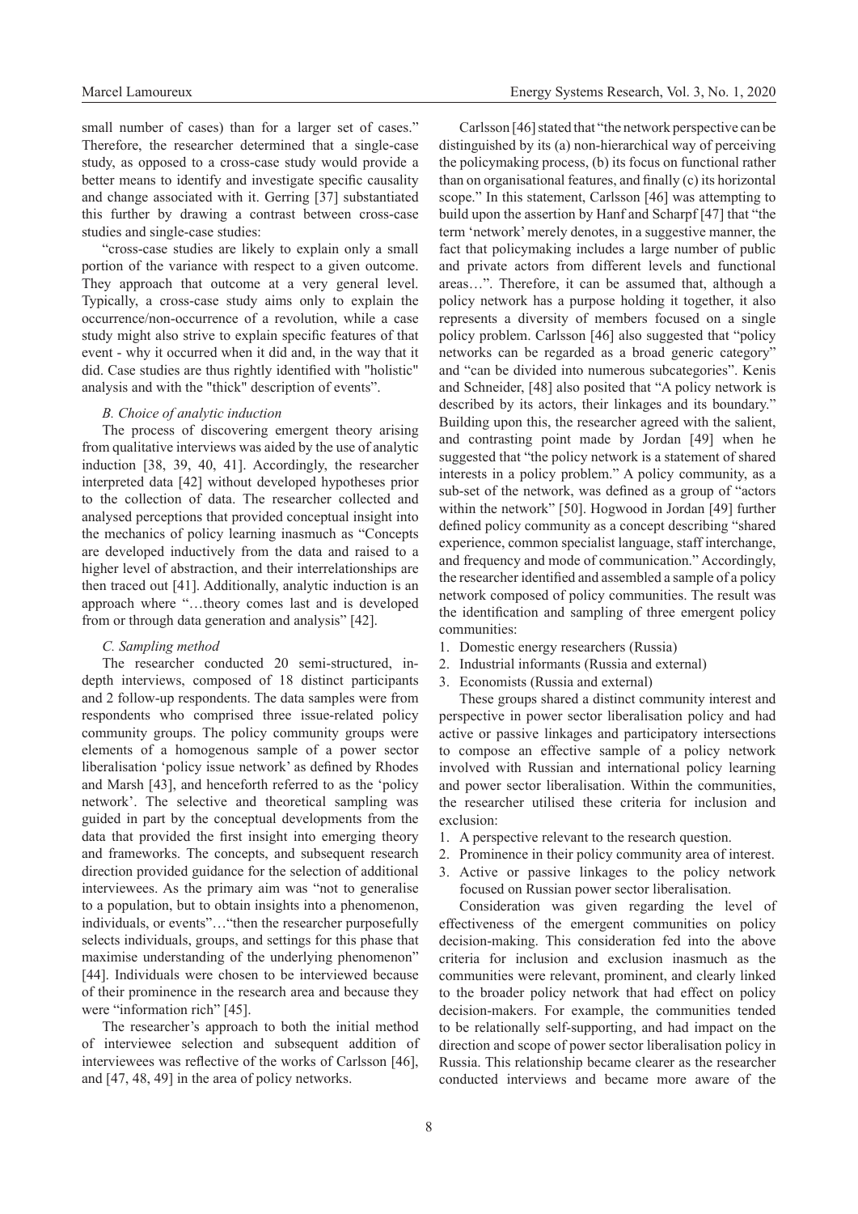small number of cases) than for a larger set of cases." Therefore, the researcher determined that a single-case study, as opposed to a cross-case study would provide a better means to identify and investigate specific causality and change associated with it. Gerring [37] substantiated this further by drawing a contrast between cross-case studies and single-case studies:

"cross-case studies are likely to explain only a small portion of the variance with respect to a given outcome. They approach that outcome at a very general level. Typically, a cross-case study aims only to explain the occurrence/non-occurrence of a revolution, while a case study might also strive to explain specific features of that event - why it occurred when it did and, in the way that it did. Case studies are thus rightly identified with "holistic" analysis and with the "thick" description of events".

### *B. Choice of analytic induction*

The process of discovering emergent theory arising from qualitative interviews was aided by the use of analytic induction [38, 39, 40, 41]. Accordingly, the researcher interpreted data [42] without developed hypotheses prior to the collection of data. The researcher collected and analysed perceptions that provided conceptual insight into the mechanics of policy learning inasmuch as "Concepts are developed inductively from the data and raised to a higher level of abstraction, and their interrelationships are then traced out [41]. Additionally, analytic induction is an approach where "…theory comes last and is developed from or through data generation and analysis" [42].

### *C. Sampling method*

The researcher conducted 20 semi-structured, in-depth interviews, composed of 18 distinct participants and 2 follow-up respondents. The data samples were from respondents who comprised three issue-related policy community groups. The policy community groups were elements of a homogenous sample of a power sector liberalisation 'policy issue network' as defined by Rhodes and Marsh [43], and henceforth referred to as the 'policy network'. The selective and theoretical sampling was guided in part by the conceptual developments from the data that provided the first insight into emerging theory and frameworks. The concepts, and subsequent research direction provided guidance for the selection of additional interviewees. As the primary aim was "not to generalise to a population, but to obtain insights into a phenomenon, individuals, or events"…"then the researcher purposefully selects individuals, groups, and settings for this phase that maximise understanding of the underlying phenomenon" [44]. Individuals were chosen to be interviewed because of their prominence in the research area and because they were "information rich" [45].

The researcher's approach to both the initial method of interviewee selection and subsequent addition of interviewees was reflective of the works of Carlsson [46], and [47, 48, 49] in the area of policy networks.

Carlsson [46] stated that "the network perspective can be distinguished by its (a) non-hierarchical way of perceiving the policymaking process, (b) its focus on functional rather than on organisational features, and finally (c) its horizontal scope." In this statement, Carlsson [46] was attempting to build upon the assertion by Hanf and Scharpf [47] that "the term 'network' merely denotes, in a suggestive manner, the fact that policymaking includes a large number of public and private actors from different levels and functional areas…". Therefore, it can be assumed that, although a policy network has a purpose holding it together, it also represents a diversity of members focused on a single policy problem. Carlsson [46] also suggested that "policy networks can be regarded as a broad generic category" and "can be divided into numerous subcategories". Kenis and Schneider, [48] also posited that "A policy network is described by its actors, their linkages and its boundary." Building upon this, the researcher agreed with the salient, and contrasting point made by Jordan [49] when he suggested that "the policy network is a statement of shared interests in a policy problem." A policy community, as a sub-set of the network, was defined as a group of "actors within the network" [50]. Hogwood in Jordan [49] further defined policy community as a concept describing "shared experience, common specialist language, staff interchange, and frequency and mode of communication." Accordingly, the researcher identified and assembled a sample of a policy network composed of policy communities. The result was the identification and sampling of three emergent policy communities:

1. Domestic energy researchers (Russia)
2. Industrial informants (Russia and external)
3. Economists (Russia and external)

These groups shared a distinct community interest and perspective in power sector liberalisation policy and had active or passive linkages and participatory intersections to compose an effective sample of a policy network involved with Russian and international policy learning and power sector liberalisation. Within the communities, the researcher utilised these criteria for inclusion and exclusion:

1. A perspective relevant to the research question.
2. Prominence in their policy community area of interest.
3. Active or passive linkages to the policy network focused on Russian power sector liberalisation.

Consideration was given regarding the level of effectiveness of the emergent communities on policy decision-making. This consideration fed into the above criteria for inclusion and exclusion inasmuch as the communities were relevant, prominent, and clearly linked to the broader policy network that had effect on policy decision-makers. For example, the communities tended to be relationally self-supporting, and had impact on the direction and scope of power sector liberalisation policy in Russia. This relationship became clearer as the researcher conducted interviews and became more aware of the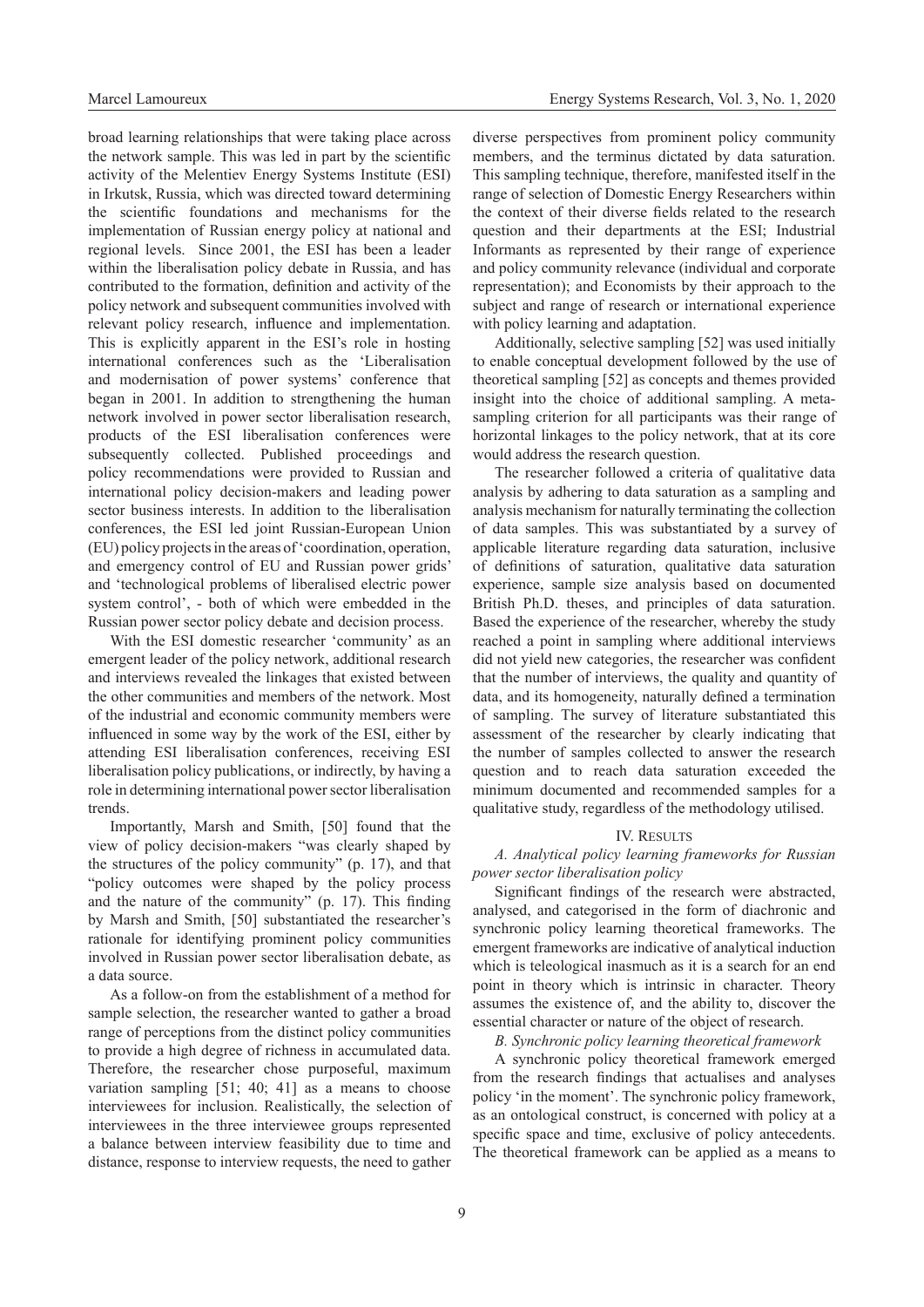broad learning relationships that were taking place across the network sample. This was led in part by the scientific activity of the Melentiev Energy Systems Institute (ESI) in Irkutsk, Russia, which was directed toward determining the scientific foundations and mechanisms for the implementation of Russian energy policy at national and regional levels. Since 2001, the ESI has been a leader within the liberalisation policy debate in Russia, and has contributed to the formation, definition and activity of the policy network and subsequent communities involved with relevant policy research, influence and implementation. This is explicitly apparent in the ESI's role in hosting international conferences such as the 'Liberalisation and modernisation of power systems' conference that began in 2001. In addition to strengthening the human network involved in power sector liberalisation research, products of the ESI liberalisation conferences were subsequently collected. Published proceedings and policy recommendations were provided to Russian and international policy decision-makers and leading power sector business interests. In addition to the liberalisation conferences, the ESI led joint Russian-European Union (EU) policy projects in the areas of 'coordination, operation, and emergency control of EU and Russian power grids' and 'technological problems of liberalised electric power system control', - both of which were embedded in the Russian power sector policy debate and decision process.

With the ESI domestic researcher 'community' as an emergent leader of the policy network, additional research and interviews revealed the linkages that existed between the other communities and members of the network. Most of the industrial and economic community members were influenced in some way by the work of the ESI, either by attending ESI liberalisation conferences, receiving ESI liberalisation policy publications, or indirectly, by having a role in determining international power sector liberalisation trends.

Importantly, Marsh and Smith, [50] found that the view of policy decision-makers "was clearly shaped by the structures of the policy community" (p. 17), and that "policy outcomes were shaped by the policy process and the nature of the community" (p. 17). This finding by Marsh and Smith, [50] substantiated the researcher's rationale for identifying prominent policy communities involved in Russian power sector liberalisation debate, as a data source.

As a follow-on from the establishment of a method for sample selection, the researcher wanted to gather a broad range of perceptions from the distinct policy communities to provide a high degree of richness in accumulated data. Therefore, the researcher chose purposeful, maximum variation sampling [51; 40; 41] as a means to choose interviewees for inclusion. Realistically, the selection of interviewees in the three interviewee groups represented a balance between interview feasibility due to time and distance, response to interview requests, the need to gather diverse perspectives from prominent policy community members, and the terminus dictated by data saturation. This sampling technique, therefore, manifested itself in the range of selection of Domestic Energy Researchers within the context of their diverse fields related to the research question and their departments at the ESI; Industrial Informants as represented by their range of experience and policy community relevance (individual and corporate representation); and Economists by their approach to the subject and range of research or international experience with policy learning and adaptation.

Additionally, selective sampling [52] was used initially to enable conceptual development followed by the use of theoretical sampling [52] as concepts and themes provided insight into the choice of additional sampling. A meta-sampling criterion for all participants was their range of horizontal linkages to the policy network, that at its core would address the research question.

The researcher followed a criteria of qualitative data analysis by adhering to data saturation as a sampling and analysis mechanism for naturally terminating the collection of data samples. This was substantiated by a survey of applicable literature regarding data saturation, inclusive of definitions of saturation, qualitative data saturation experience, sample size analysis based on documented British Ph.D. theses, and principles of data saturation. Based the experience of the researcher, whereby the study reached a point in sampling where additional interviews did not yield new categories, the researcher was confident that the number of interviews, the quality and quantity of data, and its homogeneity, naturally defined a termination of sampling. The survey of literature substantiated this assessment of the researcher by clearly indicating that the number of samples collected to answer the research question and to reach data saturation exceeded the minimum documented and recommended samples for a qualitative study, regardless of the methodology utilised.

## IV. Results

### *A. Analytical policy learning frameworks for Russian power sector liberalisation policy*

Significant findings of the research were abstracted, analysed, and categorised in the form of diachronic and synchronic policy learning theoretical frameworks. The emergent frameworks are indicative of analytical induction which is teleological inasmuch as it is a search for an end point in theory which is intrinsic in character. Theory assumes the existence of, and the ability to, discover the essential character or nature of the object of research.

### *B. Synchronic policy learning theoretical framework*

A synchronic policy theoretical framework emerged from the research findings that actualises and analyses policy 'in the moment'. The synchronic policy framework, as an ontological construct, is concerned with policy at a specific space and time, exclusive of policy antecedents. The theoretical framework can be applied as a means to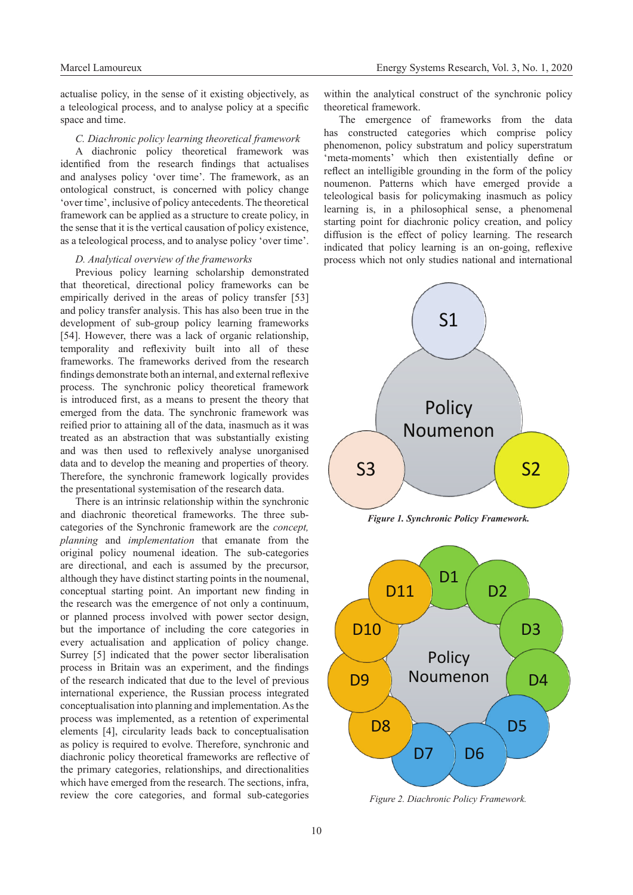actualise policy, in the sense of it existing objectively, as a teleological process, and to analyse policy at a specific space and time.

### *C. Diachronic policy learning theoretical framework*

A diachronic policy theoretical framework was identified from the research findings that actualises and analyses policy 'over time'. The framework, as an ontological construct, is concerned with policy change 'over time', inclusive of policy antecedents. The theoretical framework can be applied as a structure to create policy, in the sense that it is the vertical causation of policy existence, as a teleological process, and to analyse policy 'over time'.

### *D. Analytical overview of the frameworks*

Previous policy learning scholarship demonstrated that theoretical, directional policy frameworks can be empirically derived in the areas of policy transfer [53] and policy transfer analysis. This has also been true in the development of sub-group policy learning frameworks [54]. However, there was a lack of organic relationship, temporality and reflexivity built into all of these frameworks. The frameworks derived from the research findings demonstrate both an internal, and external reflexive process. The synchronic policy theoretical framework is introduced first, as a means to present the theory that emerged from the data. The synchronic framework was reified prior to attaining all of the data, inasmuch as it was treated as an abstraction that was substantially existing and was then used to reflexively analyse unorganised data and to develop the meaning and properties of theory. Therefore, the synchronic framework logically provides the presentational systemisation of the research data.

There is an intrinsic relationship within the synchronic and diachronic theoretical frameworks. The three sub-categories of the Synchronic framework are the *concept, planning* and *implementation* that emanate from the original policy noumenal ideation. The sub-categories are directional, and each is assumed by the precursor, although they have distinct starting points in the noumenal, conceptual starting point. An important new finding in the research was the emergence of not only a continuum, or planned process involved with power sector design, but the importance of including the core categories in every actualisation and application of policy change. Surrey [5] indicated that the power sector liberalisation process in Britain was an experiment, and the findings of the research indicated that due to the level of previous international experience, the Russian process integrated conceptualisation into planning and implementation. As the process was implemented, as a retention of experimental elements [4], circularity leads back to conceptualisation as policy is required to evolve. Therefore, synchronic and diachronic policy theoretical frameworks are reflective of the primary categories, relationships, and directionalities which have emerged from the research. The sections, infra, review the core categories, and formal sub-categories within the analytical construct of the synchronic policy theoretical framework.

The emergence of frameworks from the data has constructed categories which comprise policy phenomenon, policy substratum and policy superstratum 'meta-moments' which then existentially define or reflect an intelligible grounding in the form of the policy noumenon. Patterns which have emerged provide a teleological basis for policymaking inasmuch as policy learning is, in a philosophical sense, a phenomenal starting point for diachronic policy creation, and policy diffusion is the effect of policy learning. The research indicated that policy learning is an on-going, reflexive process which not only studies national and international

*Figure 1. Synchronic Policy Framework.*

*Figure 2. Diachronic Policy Framework.*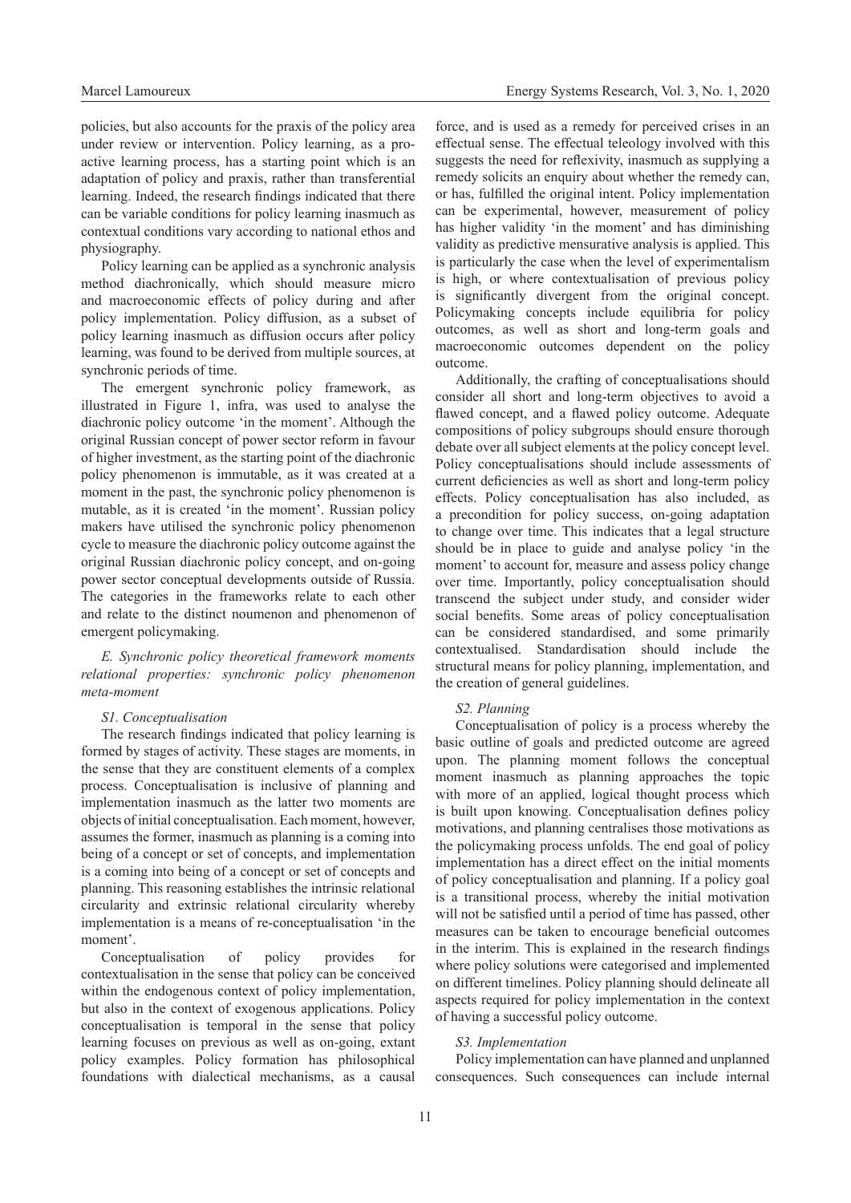policies, but also accounts for the praxis of the policy area under review or intervention. Policy learning, as a proactive learning process, has a starting point which is an adaptation of policy and praxis, rather than transferential learning. Indeed, the research findings indicated that there can be variable conditions for policy learning inasmuch as contextual conditions vary according to national ethos and physiography.

Policy learning can be applied as a synchronic analysis method diachronically, which should measure micro and macroeconomic effects of policy during and after policy implementation. Policy diffusion, as a subset of policy learning inasmuch as diffusion occurs after policy learning, was found to be derived from multiple sources, at synchronic periods of time.

The emergent synchronic policy framework, as illustrated in Figure 1, infra, was used to analyse the diachronic policy outcome 'in the moment'. Although the original Russian concept of power sector reform in favour of higher investment, as the starting point of the diachronic policy phenomenon is immutable, as it was created at a moment in the past, the synchronic policy phenomenon is mutable, as it is created 'in the moment'. Russian policy makers have utilised the synchronic policy phenomenon cycle to measure the diachronic policy outcome against the original Russian diachronic policy concept, and on-going power sector conceptual developments outside of Russia. The categories in the frameworks relate to each other and relate to the distinct noumenon and phenomenon of emergent policymaking.

### *E. Synchronic policy theoretical framework moments relational properties: synchronic policy phenomenon meta-moment*

#### *S1. Conceptualisation*

The research findings indicated that policy learning is formed by stages of activity. These stages are moments, in the sense that they are constituent elements of a complex process. Conceptualisation is inclusive of planning and implementation inasmuch as the latter two moments are objects of initial conceptualisation. Each moment, however, assumes the former, inasmuch as planning is a coming into being of a concept or set of concepts, and implementation is a coming into being of a concept or set of concepts and planning. This reasoning establishes the intrinsic relational circularity and extrinsic relational circularity whereby implementation is a means of re-conceptualisation 'in the moment'.

Conceptualisation of policy provides for contextualisation in the sense that policy can be conceived within the endogenous context of policy implementation, but also in the context of exogenous applications. Policy conceptualisation is temporal in the sense that policy learning focuses on previous as well as on-going, extant policy examples. Policy formation has philosophical foundations with dialectical mechanisms, as a causal force, and is used as a remedy for perceived crises in an effectual sense. The effectual teleology involved with this suggests the need for reflexivity, inasmuch as supplying a remedy solicits an enquiry about whether the remedy can, or has, fulfilled the original intent. Policy implementation can be experimental, however, measurement of policy has higher validity 'in the moment' and has diminishing validity as predictive mensurative analysis is applied. This is particularly the case when the level of experimentalism is high, or where contextualisation of previous policy is significantly divergent from the original concept. Policymaking concepts include equilibria for policy outcomes, as well as short and long-term goals and macroeconomic outcomes dependent on the policy outcome.

Additionally, the crafting of conceptualisations should consider all short and long-term objectives to avoid a flawed concept, and a flawed policy outcome. Adequate compositions of policy subgroups should ensure thorough debate over all subject elements at the policy concept level. Policy conceptualisations should include assessments of current deficiencies as well as short and long-term policy effects. Policy conceptualisation has also included, as a precondition for policy success, on-going adaptation to change over time. This indicates that a legal structure should be in place to guide and analyse policy 'in the moment' to account for, measure and assess policy change over time. Importantly, policy conceptualisation should transcend the subject under study, and consider wider social benefits. Some areas of policy conceptualisation can be considered standardised, and some primarily contextualised. Standardisation should include the structural means for policy planning, implementation, and the creation of general guidelines.

#### *S2. Planning*

Conceptualisation of policy is a process whereby the basic outline of goals and predicted outcome are agreed upon. The planning moment follows the conceptual moment inasmuch as planning approaches the topic with more of an applied, logical thought process which is built upon knowing. Conceptualisation defines policy motivations, and planning centralises those motivations as the policymaking process unfolds. The end goal of policy implementation has a direct effect on the initial moments of policy conceptualisation and planning. If a policy goal is a transitional process, whereby the initial motivation will not be satisfied until a period of time has passed, other measures can be taken to encourage beneficial outcomes in the interim. This is explained in the research findings where policy solutions were categorised and implemented on different timelines. Policy planning should delineate all aspects required for policy implementation in the context of having a successful policy outcome.

#### *S3. Implementation*

Policy implementation can have planned and unplanned consequences. Such consequences can include internal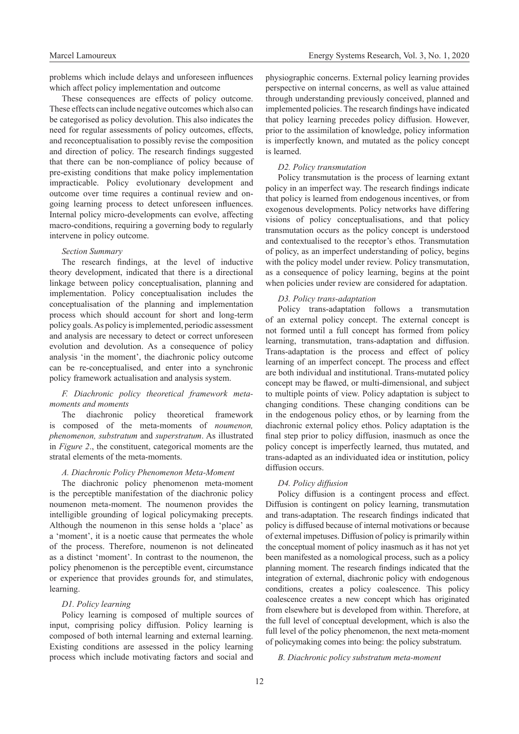problems which include delays and unforeseen influences which affect policy implementation and outcome

These consequences are effects of policy outcome. These effects can include negative outcomes which also can be categorised as policy devolution. This also indicates the need for regular assessments of policy outcomes, effects, and reconceptualisation to possibly revise the composition and direction of policy. The research findings suggested that there can be non-compliance of policy because of pre-existing conditions that make policy implementation impracticable. Policy evolutionary development and outcome over time requires a continual review and on-going learning process to detect unforeseen influences. Internal policy micro-developments can evolve, affecting macro-conditions, requiring a governing body to regularly intervene in policy outcome.

*Section Summary*

The research findings, at the level of inductive theory development, indicated that there is a directional linkage between policy conceptualisation, planning and implementation. Policy conceptualisation includes the conceptualisation of the planning and implementation process which should account for short and long-term policy goals. As policy is implemented, periodic assessment and analysis are necessary to detect or correct unforeseen evolution and devolution. As a consequence of policy analysis 'in the moment', the diachronic policy outcome can be re-conceptualised, and enter into a synchronic policy framework actualisation and analysis system.

### *F. Diachronic policy theoretical framework meta-moments and moments*

The diachronic policy theoretical framework is composed of the meta-moments of *noumenon, phenomenon, substratum* and *superstratum*. As illustrated in *Figure 2*., the constituent, categorical moments are the stratal elements of the meta-moments.

#### *A. Diachronic Policy Phenomenon Meta-Moment*

The diachronic policy phenomenon meta-moment is the perceptible manifestation of the diachronic policy noumenon meta-moment. The noumenon provides the intelligible grounding of logical policymaking precepts. Although the noumenon in this sense holds a 'place' as a 'moment', it is a noetic cause that permeates the whole of the process. Therefore, noumenon is not delineated as a distinct 'moment'. In contrast to the noumenon, the policy phenomenon is the perceptible event, circumstance or experience that provides grounds for, and stimulates, learning.

*D1. Policy learning*

Policy learning is composed of multiple sources of input, comprising policy diffusion. Policy learning is composed of both internal learning and external learning. Existing conditions are assessed in the policy learning process which include motivating factors and social and physiographic concerns. External policy learning provides perspective on internal concerns, as well as value attained through understanding previously conceived, planned and implemented policies. The research findings have indicated that policy learning precedes policy diffusion. However, prior to the assimilation of knowledge, policy information is imperfectly known, and mutated as the policy concept is learned.

*D2. Policy transmutation*

Policy transmutation is the process of learning extant policy in an imperfect way. The research findings indicate that policy is learned from endogenous incentives, or from exogenous developments. Policy networks have differing visions of policy conceptualisations, and that policy transmutation occurs as the policy concept is understood and contextualised to the receptor's ethos. Transmutation of policy, as an imperfect understanding of policy, begins with the policy model under review. Policy transmutation, as a consequence of policy learning, begins at the point when policies under review are considered for adaptation.

*D3. Policy trans-adaptation*

Policy trans-adaptation follows a transmutation of an external policy concept. The external concept is not formed until a full concept has formed from policy learning, transmutation, trans-adaptation and diffusion. Trans-adaptation is the process and effect of policy learning of an imperfect concept. The process and effect are both individual and institutional. Trans-mutated policy concept may be flawed, or multi-dimensional, and subject to multiple points of view. Policy adaptation is subject to changing conditions. These changing conditions can be in the endogenous policy ethos, or by learning from the diachronic external policy ethos. Policy adaptation is the final step prior to policy diffusion, inasmuch as once the policy concept is imperfectly learned, thus mutated, and trans-adapted as an individuated idea or institution, policy diffusion occurs.

*D4. Policy diffusion*

Policy diffusion is a contingent process and effect. Diffusion is contingent on policy learning, transmutation and trans-adaptation. The research findings indicated that policy is diffused because of internal motivations or because of external impetuses. Diffusion of policy is primarily within the conceptual moment of policy inasmuch as it has not yet been manifested as a nomological process, such as a policy planning moment. The research findings indicated that the integration of external, diachronic policy with endogenous conditions, creates a policy coalescence. This policy coalescence creates a new concept which has originated from elsewhere but is developed from within. Therefore, at the full level of conceptual development, which is also the full level of the policy phenomenon, the next meta-moment of policymaking comes into being: the policy substratum.

#### *B. Diachronic policy substratum meta-moment*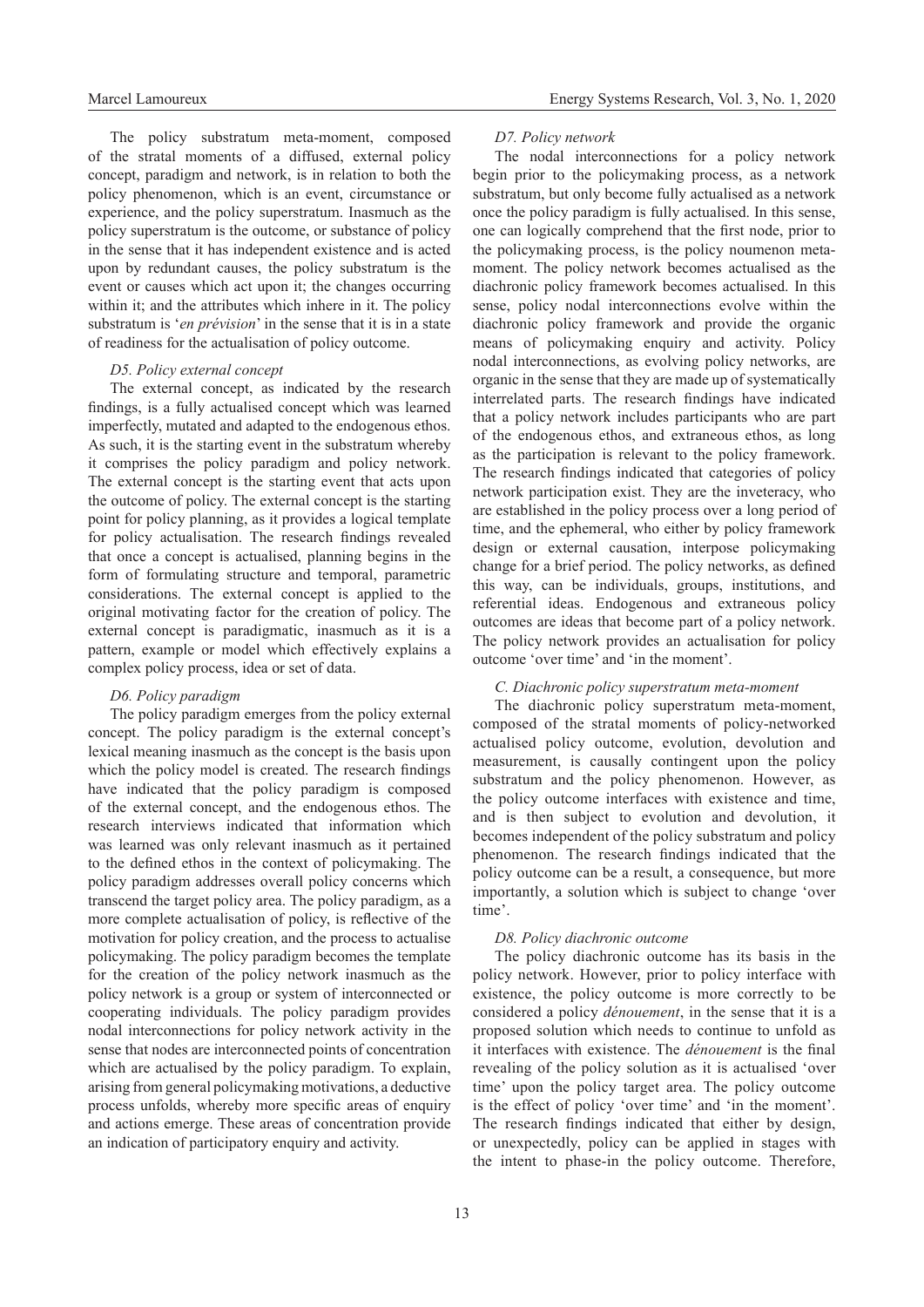The policy substratum meta-moment, composed of the stratal moments of a diffused, external policy concept, paradigm and network, is in relation to both the policy phenomenon, which is an event, circumstance or experience, and the policy superstratum. Inasmuch as the policy superstratum is the outcome, or substance of policy in the sense that it has independent existence and is acted upon by redundant causes, the policy substratum is the event or causes which act upon it; the changes occurring within it; and the attributes which inhere in it. The policy substratum is '*en prévision*' in the sense that it is in a state of readiness for the actualisation of policy outcome.

#### *D5. Policy external concept*

The external concept, as indicated by the research findings, is a fully actualised concept which was learned imperfectly, mutated and adapted to the endogenous ethos. As such, it is the starting event in the substratum whereby it comprises the policy paradigm and policy network. The external concept is the starting event that acts upon the outcome of policy. The external concept is the starting point for policy planning, as it provides a logical template for policy actualisation. The research findings revealed that once a concept is actualised, planning begins in the form of formulating structure and temporal, parametric considerations. The external concept is applied to the original motivating factor for the creation of policy. The external concept is paradigmatic, inasmuch as it is a pattern, example or model which effectively explains a complex policy process, idea or set of data.

#### *D6. Policy paradigm*

The policy paradigm emerges from the policy external concept. The policy paradigm is the external concept's lexical meaning inasmuch as the concept is the basis upon which the policy model is created. The research findings have indicated that the policy paradigm is composed of the external concept, and the endogenous ethos. The research interviews indicated that information which was learned was only relevant inasmuch as it pertained to the defined ethos in the context of policymaking. The policy paradigm addresses overall policy concerns which transcend the target policy area. The policy paradigm, as a more complete actualisation of policy, is reflective of the motivation for policy creation, and the process to actualise policymaking. The policy paradigm becomes the template for the creation of the policy network inasmuch as the policy network is a group or system of interconnected or cooperating individuals. The policy paradigm provides nodal interconnections for policy network activity in the sense that nodes are interconnected points of concentration which are actualised by the policy paradigm. To explain, arising from general policymaking motivations, a deductive process unfolds, whereby more specific areas of enquiry and actions emerge. These areas of concentration provide an indication of participatory enquiry and activity.

#### *D7. Policy network*

The nodal interconnections for a policy network begin prior to the policymaking process, as a network substratum, but only become fully actualised as a network once the policy paradigm is fully actualised. In this sense, one can logically comprehend that the first node, prior to the policymaking process, is the policy noumenon meta-moment. The policy network becomes actualised as the diachronic policy framework becomes actualised. In this sense, policy nodal interconnections evolve within the diachronic policy framework and provide the organic means of policymaking enquiry and activity. Policy nodal interconnections, as evolving policy networks, are organic in the sense that they are made up of systematically interrelated parts. The research findings have indicated that a policy network includes participants who are part of the endogenous ethos, and extraneous ethos, as long as the participation is relevant to the policy framework. The research findings indicated that categories of policy network participation exist. They are the inveteracy, who are established in the policy process over a long period of time, and the ephemeral, who either by policy framework design or external causation, interpose policymaking change for a brief period. The policy networks, as defined this way, can be individuals, groups, institutions, and referential ideas. Endogenous and extraneous policy outcomes are ideas that become part of a policy network. The policy network provides an actualisation for policy outcome 'over time' and 'in the moment'.

### *C. Diachronic policy superstratum meta-moment*

The diachronic policy superstratum meta-moment, composed of the stratal moments of policy-networked actualised policy outcome, evolution, devolution and measurement, is causally contingent upon the policy substratum and the policy phenomenon. However, as the policy outcome interfaces with existence and time, and is then subject to evolution and devolution, it becomes independent of the policy substratum and policy phenomenon. The research findings indicated that the policy outcome can be a result, a consequence, but more importantly, a solution which is subject to change 'over time'.

#### *D8. Policy diachronic outcome*

The policy diachronic outcome has its basis in the policy network. However, prior to policy interface with existence, the policy outcome is more correctly to be considered a policy *dénouement*, in the sense that it is a proposed solution which needs to continue to unfold as it interfaces with existence. The *dénouement* is the final revealing of the policy solution as it is actualised 'over time' upon the policy target area. The policy outcome is the effect of policy 'over time' and 'in the moment'. The research findings indicated that either by design, or unexpectedly, policy can be applied in stages with the intent to phase-in the policy outcome. Therefore,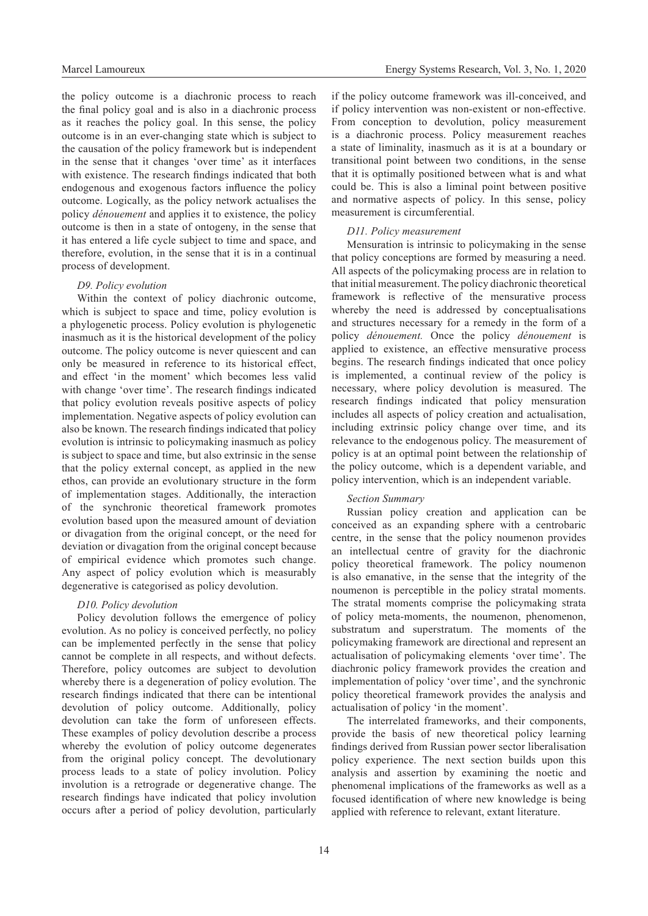the policy outcome is a diachronic process to reach the final policy goal and is also in a diachronic process as it reaches the policy goal. In this sense, the policy outcome is in an ever-changing state which is subject to the causation of the policy framework but is independent in the sense that it changes 'over time' as it interfaces with existence. The research findings indicated that both endogenous and exogenous factors influence the policy outcome. Logically, as the policy network actualises the policy *dénouement* and applies it to existence, the policy outcome is then in a state of ontogeny, in the sense that it has entered a life cycle subject to time and space, and therefore, evolution, in the sense that it is in a continual process of development.

*D9. Policy evolution*

Within the context of policy diachronic outcome, which is subject to space and time, policy evolution is a phylogenetic process. Policy evolution is phylogenetic inasmuch as it is the historical development of the policy outcome. The policy outcome is never quiescent and can only be measured in reference to its historical effect, and effect 'in the moment' which becomes less valid with change 'over time'. The research findings indicated that policy evolution reveals positive aspects of policy implementation. Negative aspects of policy evolution can also be known. The research findings indicated that policy evolution is intrinsic to policymaking inasmuch as policy is subject to space and time, but also extrinsic in the sense that the policy external concept, as applied in the new ethos, can provide an evolutionary structure in the form of implementation stages. Additionally, the interaction of the synchronic theoretical framework promotes evolution based upon the measured amount of deviation or divagation from the original concept, or the need for deviation or divagation from the original concept because of empirical evidence which promotes such change. Any aspect of policy evolution which is measurably degenerative is categorised as policy devolution.

*D10. Policy devolution*

Policy devolution follows the emergence of policy evolution. As no policy is conceived perfectly, no policy can be implemented perfectly in the sense that policy cannot be complete in all respects, and without defects. Therefore, policy outcomes are subject to devolution whereby there is a degeneration of policy evolution. The research findings indicated that there can be intentional devolution of policy outcome. Additionally, policy devolution can take the form of unforeseen effects. These examples of policy devolution describe a process whereby the evolution of policy outcome degenerates from the original policy concept. The devolutionary process leads to a state of policy involution. Policy involution is a retrograde or degenerative change. The research findings have indicated that policy involution occurs after a period of policy devolution, particularly if the policy outcome framework was ill-conceived, and if policy intervention was non-existent or non-effective. From conception to devolution, policy measurement is a diachronic process. Policy measurement reaches a state of liminality, inasmuch as it is at a boundary or transitional point between two conditions, in the sense that it is optimally positioned between what is and what could be. This is also a liminal point between positive and normative aspects of policy. In this sense, policy measurement is circumferential.

*D11. Policy measurement*

Mensuration is intrinsic to policymaking in the sense that policy conceptions are formed by measuring a need. All aspects of the policymaking process are in relation to that initial measurement. The policy diachronic theoretical framework is reflective of the mensurative process whereby the need is addressed by conceptualisations and structures necessary for a remedy in the form of a policy *dénouement.* Once the policy *dénouement* is applied to existence, an effective mensurative process begins. The research findings indicated that once policy is implemented, a continual review of the policy is necessary, where policy devolution is measured. The research findings indicated that policy mensuration includes all aspects of policy creation and actualisation, including extrinsic policy change over time, and its relevance to the endogenous policy. The measurement of policy is at an optimal point between the relationship of the policy outcome, which is a dependent variable, and policy intervention, which is an independent variable.

*Section Summary*

Russian policy creation and application can be conceived as an expanding sphere with a centrobaric centre, in the sense that the policy noumenon provides an intellectual centre of gravity for the diachronic policy theoretical framework. The policy noumenon is also emanative, in the sense that the integrity of the noumenon is perceptible in the policy stratal moments. The stratal moments comprise the policymaking strata of policy meta-moments, the noumenon, phenomenon, substratum and superstratum. The moments of the policymaking framework are directional and represent an actualisation of policymaking elements 'over time'. The diachronic policy framework provides the creation and implementation of policy 'over time', and the synchronic policy theoretical framework provides the analysis and actualisation of policy 'in the moment'.

The interrelated frameworks, and their components, provide the basis of new theoretical policy learning findings derived from Russian power sector liberalisation policy experience. The next section builds upon this analysis and assertion by examining the noetic and phenomenal implications of the frameworks as well as a focused identification of where new knowledge is being applied with reference to relevant, extant literature.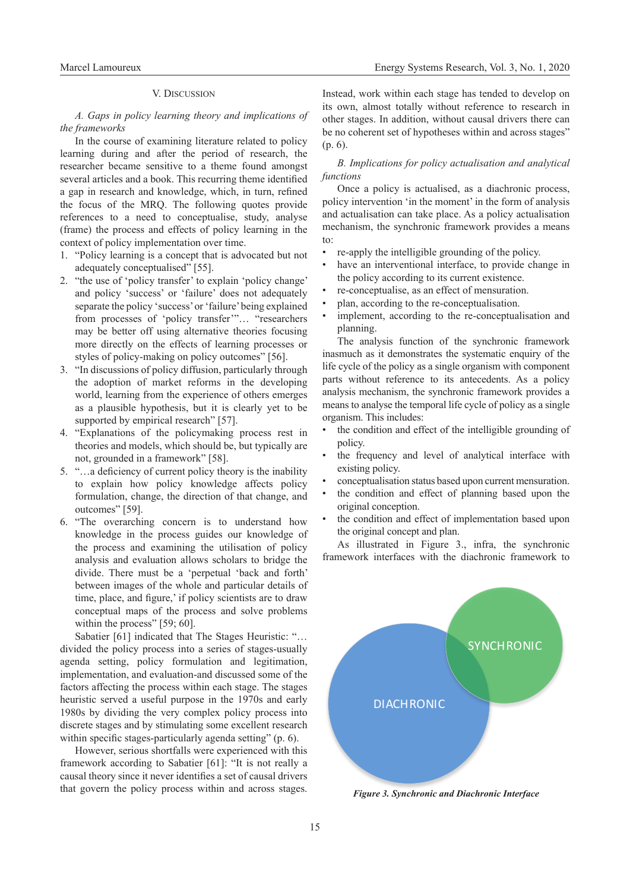## V. Discussion

### *A. Gaps in policy learning theory and implications of the frameworks*

In the course of examining literature related to policy learning during and after the period of research, the researcher became sensitive to a theme found amongst several articles and a book. This recurring theme identified a gap in research and knowledge, which, in turn, refined the focus of the MRQ. The following quotes provide references to a need to conceptualise, study, analyse (frame) the process and effects of policy learning in the context of policy implementation over time.

1. "Policy learning is a concept that is advocated but not adequately conceptualised" [55].
2. "the use of 'policy transfer' to explain 'policy change' and policy 'success' or 'failure' does not adequately separate the policy 'success' or 'failure' being explained from processes of 'policy transfer'"… "researchers may be better off using alternative theories focusing more directly on the effects of learning processes or styles of policy-making on policy outcomes" [56].
3. "In discussions of policy diffusion, particularly through the adoption of market reforms in the developing world, learning from the experience of others emerges as a plausible hypothesis, but it is clearly yet to be supported by empirical research" [57].
4. "Explanations of the policymaking process rest in theories and models, which should be, but typically are not, grounded in a framework" [58].
5. "…a deficiency of current policy theory is the inability to explain how policy knowledge affects policy formulation, change, the direction of that change, and outcomes" [59].
6. "The overarching concern is to understand how knowledge in the process guides our knowledge of the process and examining the utilisation of policy analysis and evaluation allows scholars to bridge the divide. There must be a 'perpetual 'back and forth' between images of the whole and particular details of time, place, and figure,' if policy scientists are to draw conceptual maps of the process and solve problems within the process" [59; 60].

Sabatier [61] indicated that The Stages Heuristic: "…divided the policy process into a series of stages-usually agenda setting, policy formulation and legitimation, implementation, and evaluation-and discussed some of the factors affecting the process within each stage. The stages heuristic served a useful purpose in the 1970s and early 1980s by dividing the very complex policy process into discrete stages and by stimulating some excellent research within specific stages-particularly agenda setting" (p. 6).

However, serious shortfalls were experienced with this framework according to Sabatier [61]: "It is not really a causal theory since it never identifies a set of causal drivers that govern the policy process within and across stages. Instead, work within each stage has tended to develop on its own, almost totally without reference to research in other stages. In addition, without causal drivers there can be no coherent set of hypotheses within and across stages" (p. 6).

### *B. Implications for policy actualisation and analytical functions*

Once a policy is actualised, as a diachronic process, policy intervention 'in the moment' in the form of analysis and actualisation can take place. As a policy actualisation mechanism, the synchronic framework provides a means to:

- re-apply the intelligible grounding of the policy.
- have an interventional interface, to provide change in the policy according to its current existence.
- re-conceptualise, as an effect of mensuration.
- plan, according to the re-conceptualisation.
- implement, according to the re-conceptualisation and planning.

The analysis function of the synchronic framework inasmuch as it demonstrates the systematic enquiry of the life cycle of the policy as a single organism with component parts without reference to its antecedents. As a policy analysis mechanism, the synchronic framework provides a means to analyse the temporal life cycle of policy as a single organism. This includes:

- the condition and effect of the intelligible grounding of policy.
- the frequency and level of analytical interface with existing policy.
- conceptualisation status based upon current mensuration.
- the condition and effect of planning based upon the original conception.
- the condition and effect of implementation based upon the original concept and plan.

As illustrated in Figure 3., infra, the synchronic framework interfaces with the diachronic framework to

SYNCHRONIC

DIACHRONIC

*Figure 3. Synchronic and Diachronic Interface*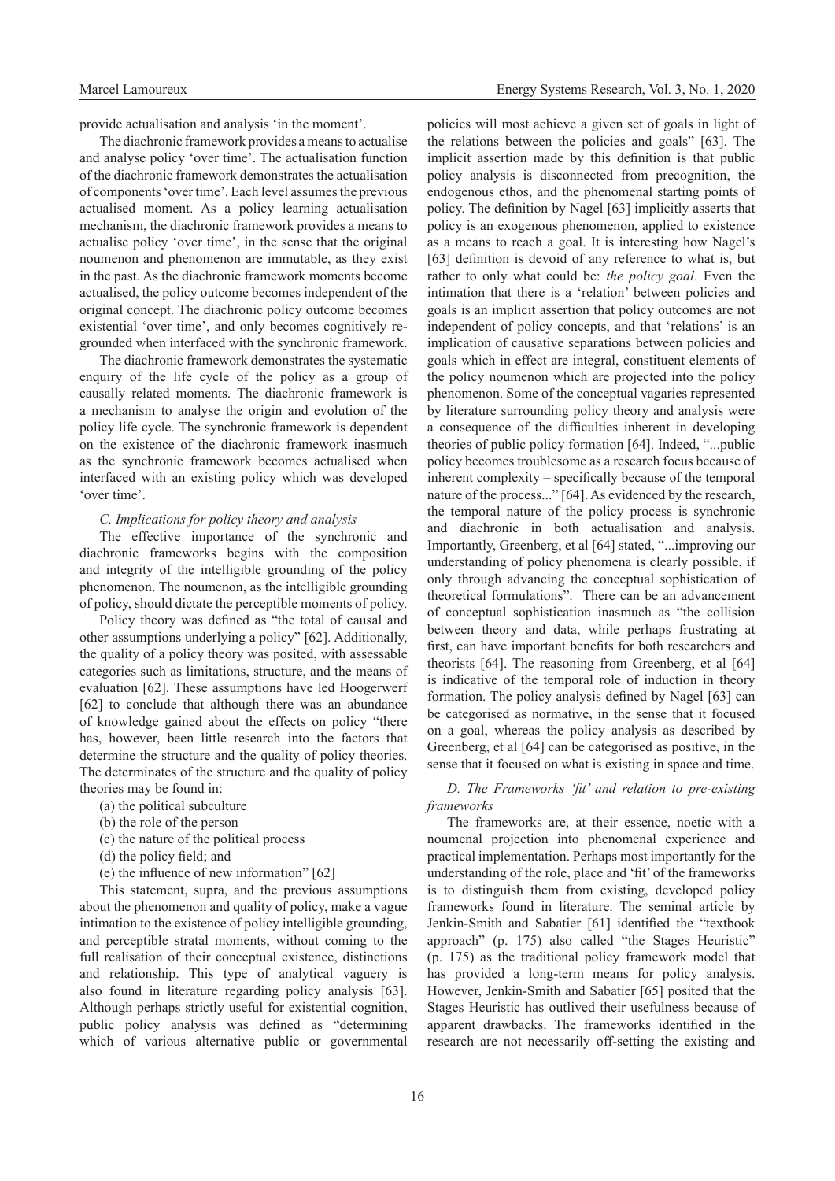provide actualisation and analysis 'in the moment'.

The diachronic framework provides a means to actualise and analyse policy 'over time'. The actualisation function of the diachronic framework demonstrates the actualisation of components 'over time'. Each level assumes the previous actualised moment. As a policy learning actualisation mechanism, the diachronic framework provides a means to actualise policy 'over time', in the sense that the original noumenon and phenomenon are immutable, as they exist in the past. As the diachronic framework moments become actualised, the policy outcome becomes independent of the original concept. The diachronic policy outcome becomes existential 'over time', and only becomes cognitively re-grounded when interfaced with the synchronic framework.

The diachronic framework demonstrates the systematic enquiry of the life cycle of the policy as a group of causally related moments. The diachronic framework is a mechanism to analyse the origin and evolution of the policy life cycle. The synchronic framework is dependent on the existence of the diachronic framework inasmuch as the synchronic framework becomes actualised when interfaced with an existing policy which was developed 'over time'.

### *C. Implications for policy theory and analysis*

The effective importance of the synchronic and diachronic frameworks begins with the composition and integrity of the intelligible grounding of the policy phenomenon. The noumenon, as the intelligible grounding of policy, should dictate the perceptible moments of policy.

Policy theory was defined as "the total of causal and other assumptions underlying a policy" [62]. Additionally, the quality of a policy theory was posited, with assessable categories such as limitations, structure, and the means of evaluation [62]. These assumptions have led Hoogerwerf [62] to conclude that although there was an abundance of knowledge gained about the effects on policy "there has, however, been little research into the factors that determine the structure and the quality of policy theories. The determinates of the structure and the quality of policy theories may be found in:

(a) the political subculture

(b) the role of the person

(c) the nature of the political process

(d) the policy field; and

(e) the influence of new information" [62]

This statement, supra, and the previous assumptions about the phenomenon and quality of policy, make a vague intimation to the existence of policy intelligible grounding, and perceptible stratal moments, without coming to the full realisation of their conceptual existence, distinctions and relationship. This type of analytical vaguery is also found in literature regarding policy analysis [63]. Although perhaps strictly useful for existential cognition, public policy analysis was defined as "determining which of various alternative public or governmental policies will most achieve a given set of goals in light of the relations between the policies and goals" [63]. The implicit assertion made by this definition is that public policy analysis is disconnected from precognition, the endogenous ethos, and the phenomenal starting points of policy. The definition by Nagel [63] implicitly asserts that policy is an exogenous phenomenon, applied to existence as a means to reach a goal. It is interesting how Nagel's [63] definition is devoid of any reference to what is, but rather to only what could be: *the policy goal*. Even the intimation that there is a 'relation' between policies and goals is an implicit assertion that policy outcomes are not independent of policy concepts, and that 'relations' is an implication of causative separations between policies and goals which in effect are integral, constituent elements of the policy noumenon which are projected into the policy phenomenon. Some of the conceptual vagaries represented by literature surrounding policy theory and analysis were a consequence of the difficulties inherent in developing theories of public policy formation [64]. Indeed, "...public policy becomes troublesome as a research focus because of inherent complexity – specifically because of the temporal nature of the process..." [64]. As evidenced by the research, the temporal nature of the policy process is synchronic and diachronic in both actualisation and analysis. Importantly, Greenberg, et al [64] stated, "...improving our understanding of policy phenomena is clearly possible, if only through advancing the conceptual sophistication of theoretical formulations". There can be an advancement of conceptual sophistication inasmuch as "the collision between theory and data, while perhaps frustrating at first, can have important benefits for both researchers and theorists [64]. The reasoning from Greenberg, et al [64] is indicative of the temporal role of induction in theory formation. The policy analysis defined by Nagel [63] can be categorised as normative, in the sense that it focused on a goal, whereas the policy analysis as described by Greenberg, et al [64] can be categorised as positive, in the sense that it focused on what is existing in space and time.

### *D. The Frameworks 'fit' and relation to pre-existing frameworks*

The frameworks are, at their essence, noetic with a noumenal projection into phenomenal experience and practical implementation. Perhaps most importantly for the understanding of the role, place and 'fit' of the frameworks is to distinguish them from existing, developed policy frameworks found in literature. The seminal article by Jenkin-Smith and Sabatier [61] identified the "textbook approach" (p. 175) also called "the Stages Heuristic" (p. 175) as the traditional policy framework model that has provided a long-term means for policy analysis. However, Jenkin-Smith and Sabatier [65] posited that the Stages Heuristic has outlived their usefulness because of apparent drawbacks. The frameworks identified in the research are not necessarily off-setting the existing and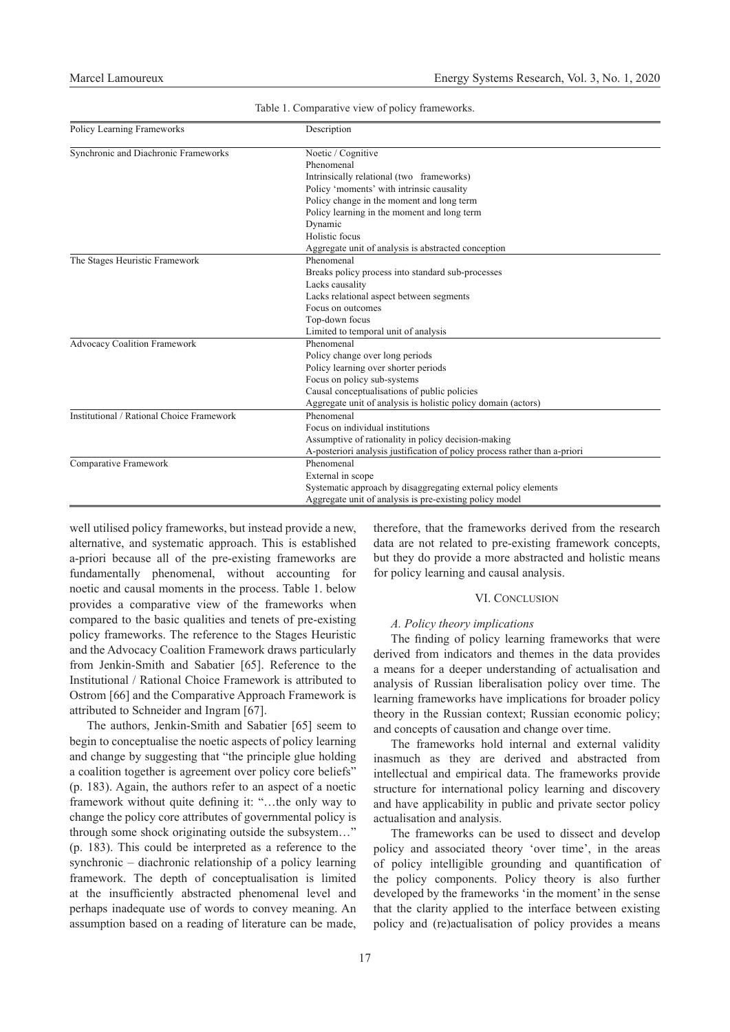Table 1. Comparative view of policy frameworks.

| Policy Learning Frameworks | Description |
| --- | --- |
| Synchronic and Diachronic Frameworks | Noetic / Cognitive<br>Phenomenal<br>Intrinsically relational (two frameworks)<br>Policy 'moments' with intrinsic causality<br>Policy change in the moment and long term<br>Policy learning in the moment and long term<br>Dynamic<br>Holistic focus<br>Aggregate unit of analysis is abstracted conception |
| The Stages Heuristic Framework | Phenomenal<br>Breaks policy process into standard sub-processes<br>Lacks causality<br>Lacks relational aspect between segments<br>Focus on outcomes<br>Top-down focus<br>Limited to temporal unit of analysis |
| Advocacy Coalition Framework | Phenomenal<br>Policy change over long periods<br>Policy learning over shorter periods<br>Focus on policy sub-systems<br>Causal conceptualisations of public policies<br>Aggregate unit of analysis is holistic policy domain (actors) |
| Institutional / Rational Choice Framework | Phenomenal<br>Focus on individual institutions<br>Assumptive of rationality in policy decision-making<br>A-posteriori analysis justification of policy process rather than a-priori |
| Comparative Framework | Phenomenal<br>External in scope<br>Systematic approach by disaggregating external policy elements<br>Aggregate unit of analysis is pre-existing policy model |

well utilised policy frameworks, but instead provide a new, alternative, and systematic approach. This is established a-priori because all of the pre-existing frameworks are fundamentally phenomenal, without accounting for noetic and causal moments in the process. Table 1. below provides a comparative view of the frameworks when compared to the basic qualities and tenets of pre-existing policy frameworks. The reference to the Stages Heuristic and the Advocacy Coalition Framework draws particularly from Jenkin-Smith and Sabatier [65]. Reference to the Institutional / Rational Choice Framework is attributed to Ostrom [66] and the Comparative Approach Framework is attributed to Schneider and Ingram [67].

The authors, Jenkin-Smith and Sabatier [65] seem to begin to conceptualise the noetic aspects of policy learning and change by suggesting that "the principle glue holding a coalition together is agreement over policy core beliefs" (p. 183). Again, the authors refer to an aspect of a noetic framework without quite defining it: "…the only way to change the policy core attributes of governmental policy is through some shock originating outside the subsystem…" (p. 183). This could be interpreted as a reference to the synchronic – diachronic relationship of a policy learning framework. The depth of conceptualisation is limited at the insufficiently abstracted phenomenal level and perhaps inadequate use of words to convey meaning. An assumption based on a reading of literature can be made, therefore, that the frameworks derived from the research data are not related to pre-existing framework concepts, but they do provide a more abstracted and holistic means for policy learning and causal analysis.

## VI. Conclusion

### *A. Policy theory implications*

The finding of policy learning frameworks that were derived from indicators and themes in the data provides a means for a deeper understanding of actualisation and analysis of Russian liberalisation policy over time. The learning frameworks have implications for broader policy theory in the Russian context; Russian economic policy; and concepts of causation and change over time.

The frameworks hold internal and external validity inasmuch as they are derived and abstracted from intellectual and empirical data. The frameworks provide structure for international policy learning and discovery and have applicability in public and private sector policy actualisation and analysis.

The frameworks can be used to dissect and develop policy and associated theory 'over time', in the areas of policy intelligible grounding and quantification of the policy components. Policy theory is also further developed by the frameworks 'in the moment' in the sense that the clarity applied to the interface between existing policy and (re)actualisation of policy provides a means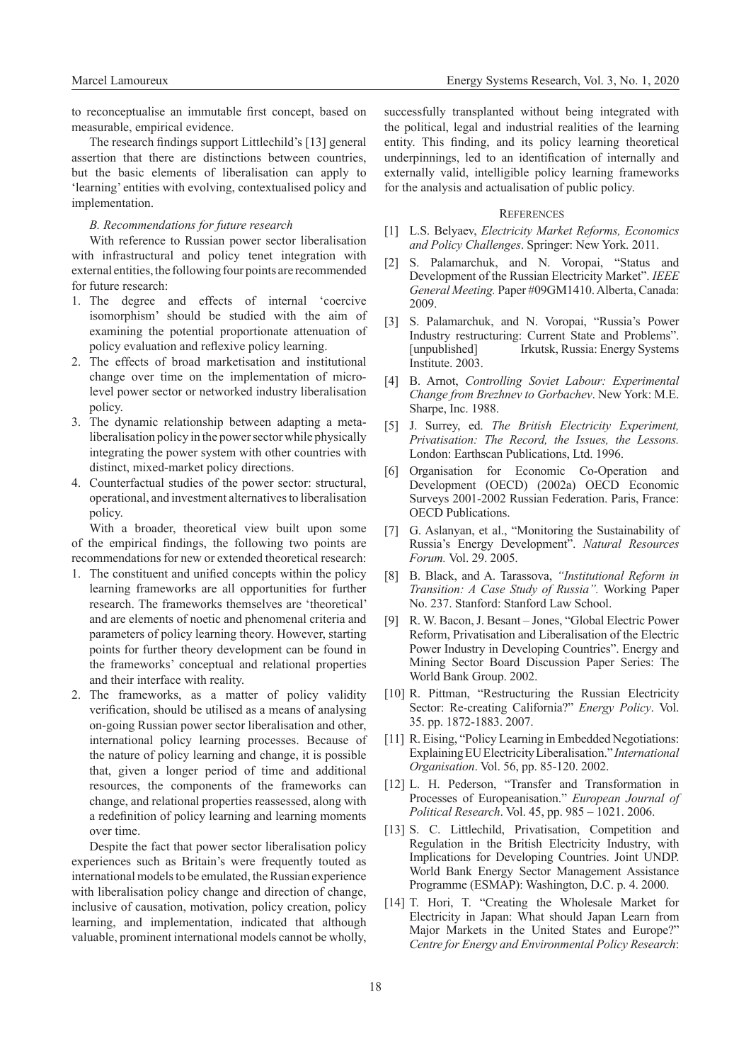to reconceptualise an immutable first concept, based on measurable, empirical evidence.

The research findings support Littlechild's [13] general assertion that there are distinctions between countries, but the basic elements of liberalisation can apply to 'learning' entities with evolving, contextualised policy and implementation.

### *B. Recommendations for future research*

With reference to Russian power sector liberalisation with infrastructural and policy tenet integration with external entities, the following four points are recommended for future research:

1. The degree and effects of internal 'coercive isomorphism' should be studied with the aim of examining the potential proportionate attenuation of policy evaluation and reflexive policy learning.
2. The effects of broad marketisation and institutional change over time on the implementation of micro-level power sector or networked industry liberalisation policy.
3. The dynamic relationship between adapting a meta-liberalisation policy in the power sector while physically integrating the power system with other countries with distinct, mixed-market policy directions.
4. Counterfactual studies of the power sector: structural, operational, and investment alternatives to liberalisation policy.

With a broader, theoretical view built upon some of the empirical findings, the following two points are recommendations for new or extended theoretical research:

1. The constituent and unified concepts within the policy learning frameworks are all opportunities for further research. The frameworks themselves are 'theoretical' and are elements of noetic and phenomenal criteria and parameters of policy learning theory. However, starting points for further theory development can be found in the frameworks' conceptual and relational properties and their interface with reality.
2. The frameworks, as a matter of policy validity verification, should be utilised as a means of analysing on-going Russian power sector liberalisation and other, international policy learning processes. Because of the nature of policy learning and change, it is possible that, given a longer period of time and additional resources, the components of the frameworks can change, and relational properties reassessed, along with a redefinition of policy learning and learning moments over time.

Despite the fact that power sector liberalisation policy experiences such as Britain's were frequently touted as international models to be emulated, the Russian experience with liberalisation policy change and direction of change, inclusive of causation, motivation, policy creation, policy learning, and implementation, indicated that although valuable, prominent international models cannot be wholly, successfully transplanted without being integrated with the political, legal and industrial realities of the learning entity. This finding, and its policy learning theoretical underpinnings, led to an identification of internally and externally valid, intelligible policy learning frameworks for the analysis and actualisation of public policy.

## References

[1] L.S. Belyaev, *Electricity Market Reforms, Economics and Policy Challenges*. Springer: New York. 2011.

[2] S. Palamarchuk, and N. Voropai, "Status and Development of the Russian Electricity Market". *IEEE General Meeting.* Paper #09GM1410. Alberta, Canada: 2009.

[3] S. Palamarchuk, and N. Voropai, "Russia's Power Industry restructuring: Current State and Problems". [unpublished] Irkutsk, Russia: Energy Systems Institute. 2003.

[4] B. Arnot, *Controlling Soviet Labour: Experimental Change from Brezhnev to Gorbachev*. New York: M.E. Sharpe, Inc. 1988.

[5] J. Surrey, ed. *The British Electricity Experiment, Privatisation: The Record, the Issues, the Lessons.* London: Earthscan Publications, Ltd. 1996.

[6] Organisation for Economic Co-Operation and Development (OECD) (2002a) OECD Economic Surveys 2001-2002 Russian Federation. Paris, France: OECD Publications.

[7] G. Aslanyan, et al., "Monitoring the Sustainability of Russia's Energy Development". *Natural Resources Forum.* Vol. 29. 2005.

[8] B. Black, and A. Tarassova, *"Institutional Reform in Transition: A Case Study of Russia".* Working Paper No. 237. Stanford: Stanford Law School.

[9] R. W. Bacon, J. Besant – Jones, "Global Electric Power Reform, Privatisation and Liberalisation of the Electric Power Industry in Developing Countries". Energy and Mining Sector Board Discussion Paper Series: The World Bank Group. 2002.

[10] R. Pittman, "Restructuring the Russian Electricity Sector: Re-creating California?" *Energy Policy*. Vol. 35. pp. 1872-1883. 2007.

[11] R. Eising, "Policy Learning in Embedded Negotiations: Explaining EU Electricity Liberalisation." *International Organisation*. Vol. 56, pp. 85-120. 2002.

[12] L. H. Pederson, "Transfer and Transformation in Processes of Europeanisation." *European Journal of Political Research*. Vol. 45, pp. 985 – 1021. 2006.

[13] S. C. Littlechild, Privatisation, Competition and Regulation in the British Electricity Industry, with Implications for Developing Countries. Joint UNDP. World Bank Energy Sector Management Assistance Programme (ESMAP): Washington, D.C. p. 4. 2000.

[14] T. Hori, T. "Creating the Wholesale Market for Electricity in Japan: What should Japan Learn from Major Markets in the United States and Europe?" *Centre for Energy and Environmental Policy Research*: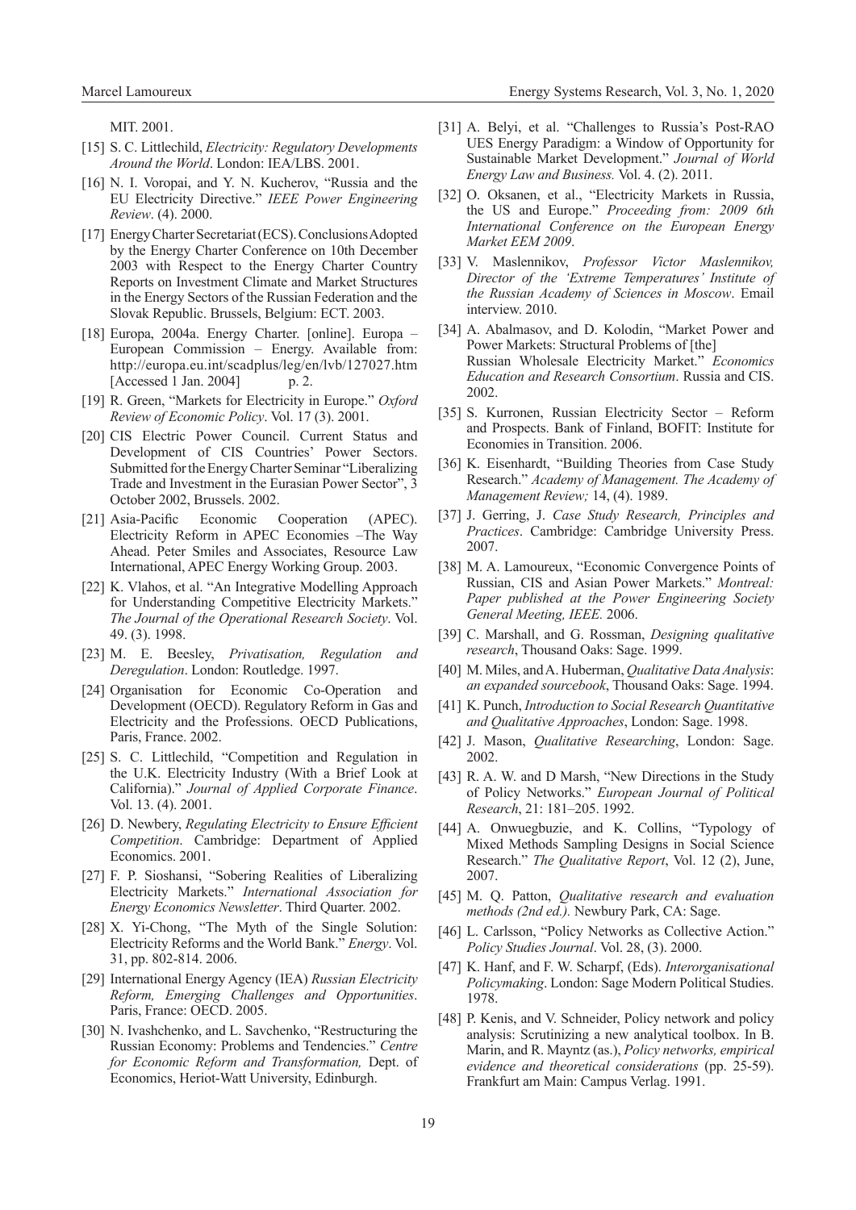MIT. 2001.

[15] S. C. Littlechild, *Electricity: Regulatory Developments Around the World*. London: IEA/LBS. 2001.

[16] N. I. Voropai, and Y. N. Kucherov, "Russia and the EU Electricity Directive." *IEEE Power Engineering Review*. (4). 2000.

[17] Energy Charter Secretariat (ECS). Conclusions Adopted by the Energy Charter Conference on 10th December 2003 with Respect to the Energy Charter Country Reports on Investment Climate and Market Structures in the Energy Sectors of the Russian Federation and the Slovak Republic. Brussels, Belgium: ECT. 2003.

[18] Europa, 2004a. Energy Charter. [online]. Europa – European Commission – Energy. Available from: http://europa.eu.int/scadplus/leg/en/lvb/127027.htm [Accessed 1 Jan. 2004] p. 2.

[19] R. Green, "Markets for Electricity in Europe." *Oxford Review of Economic Policy*. Vol. 17 (3). 2001.

[20] CIS Electric Power Council. Current Status and Development of CIS Countries' Power Sectors. Submitted for the Energy Charter Seminar "Liberalizing Trade and Investment in the Eurasian Power Sector", 3 October 2002, Brussels. 2002.

[21] Asia-Pacific Economic Cooperation (APEC). Electricity Reform in APEC Economies –The Way Ahead. Peter Smiles and Associates, Resource Law International, APEC Energy Working Group. 2003.

[22] K. Vlahos, et al. "An Integrative Modelling Approach for Understanding Competitive Electricity Markets." *The Journal of the Operational Research Society*. Vol. 49. (3). 1998.

[23] M. E. Beesley, *Privatisation, Regulation and Deregulation*. London: Routledge. 1997.

[24] Organisation for Economic Co-Operation and Development (OECD). Regulatory Reform in Gas and Electricity and the Professions. OECD Publications, Paris, France. 2002.

[25] S. C. Littlechild, "Competition and Regulation in the U.K. Electricity Industry (With a Brief Look at California)." *Journal of Applied Corporate Finance*. Vol. 13. (4). 2001.

[26] D. Newbery, *Regulating Electricity to Ensure Efficient Competition*. Cambridge: Department of Applied Economics. 2001.

[27] F. P. Sioshansi, "Sobering Realities of Liberalizing Electricity Markets." *International Association for Energy Economics Newsletter*. Third Quarter. 2002.

[28] X. Yi-Chong, "The Myth of the Single Solution: Electricity Reforms and the World Bank." *Energy*. Vol. 31, pp. 802-814. 2006.

[29] International Energy Agency (IEA) *Russian Electricity Reform, Emerging Challenges and Opportunities*. Paris, France: OECD. 2005.

[30] N. Ivashchenko, and L. Savchenko, "Restructuring the Russian Economy: Problems and Tendencies." *Centre for Economic Reform and Transformation,* Dept. of Economics, Heriot-Watt University, Edinburgh.

[31] A. Belyi, et al. "Challenges to Russia's Post-RAO UES Energy Paradigm: a Window of Opportunity for Sustainable Market Development." *Journal of World Energy Law and Business.* Vol. 4. (2). 2011.

[32] O. Oksanen, et al., "Electricity Markets in Russia, the US and Europe." *Proceeding from: 2009 6th International Conference on the European Energy Market EEM 2009*.

[33] V. Maslennikov, *Professor Victor Maslennikov, Director of the 'Extreme Temperatures' Institute of the Russian Academy of Sciences in Moscow*. Email interview. 2010.

[34] A. Abalmasov, and D. Kolodin, "Market Power and Power Markets: Structural Problems of [the] Russian Wholesale Electricity Market." *Economics Education and Research Consortium*. Russia and CIS. 2002.

[35] S. Kurronen, Russian Electricity Sector – Reform and Prospects. Bank of Finland, BOFIT: Institute for Economies in Transition. 2006.

[36] K. Eisenhardt, "Building Theories from Case Study Research." *Academy of Management. The Academy of Management Review;* 14, (4). 1989.

[37] J. Gerring, J. *Case Study Research, Principles and Practices*. Cambridge: Cambridge University Press. 2007.

[38] M. A. Lamoureux, "Economic Convergence Points of Russian, CIS and Asian Power Markets." *Montreal: Paper published at the Power Engineering Society General Meeting, IEEE.* 2006.

[39] C. Marshall, and G. Rossman, *Designing qualitative research*, Thousand Oaks: Sage. 1999.

[40] M. Miles, and A. Huberman, *Qualitative Data Analysis*: *an expanded sourcebook*, Thousand Oaks: Sage. 1994.

[41] K. Punch, *Introduction to Social Research Quantitative and Qualitative Approaches*, London: Sage. 1998.

[42] J. Mason, *Qualitative Researching*, London: Sage. 2002.

[43] R. A. W. and D Marsh, "New Directions in the Study of Policy Networks." *European Journal of Political Research*, 21: 181–205. 1992.

[44] A. Onwuegbuzie, and K. Collins, "Typology of Mixed Methods Sampling Designs in Social Science Research." *The Qualitative Report*, Vol. 12 (2), June, 2007.

[45] M. Q. Patton, *Qualitative research and evaluation methods (2nd ed.).* Newbury Park, CA: Sage.

[46] L. Carlsson, "Policy Networks as Collective Action." *Policy Studies Journal*. Vol. 28, (3). 2000.

[47] K. Hanf, and F. W. Scharpf, (Eds). *Interorganisational Policymaking*. London: Sage Modern Political Studies. 1978.

[48] P. Kenis, and V. Schneider, Policy network and policy analysis: Scrutinizing a new analytical toolbox. In B. Marin, and R. Mayntz (as.), *Policy networks, empirical evidence and theoretical considerations* (pp. 25-59). Frankfurt am Main: Campus Verlag. 1991.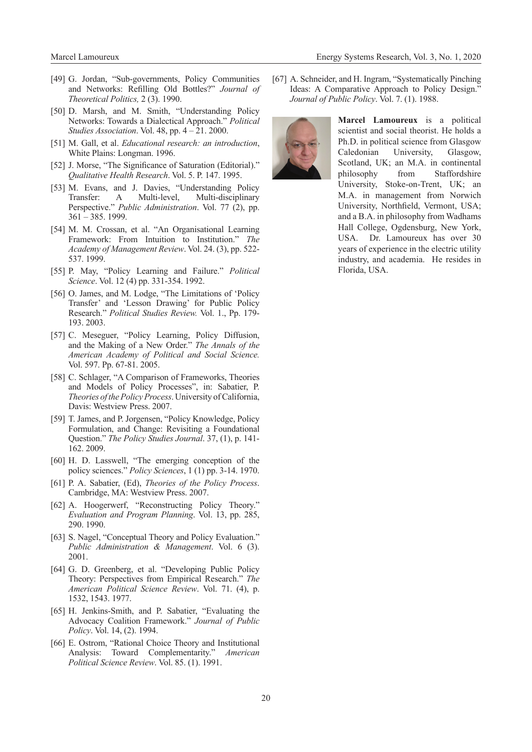[49] G. Jordan, "Sub-governments, Policy Communities and Networks: Refilling Old Bottles?" *Journal of Theoretical Politics,* 2 (3). 1990.

[50] D. Marsh, and M. Smith, "Understanding Policy Networks: Towards a Dialectical Approach." *Political Studies Association*. Vol. 48, pp. 4 – 21. 2000.

[51] M. Gall, et al. *Educational research: an introduction*, White Plains: Longman. 1996.

[52] J. Morse, "The Significance of Saturation (Editorial)." *Qualitative Health Research*. Vol. 5. P. 147. 1995.

[53] M. Evans, and J. Davies, "Understanding Policy Transfer: A Multi-level, Multi-disciplinary Perspective." *Public Administration*. Vol. 77 (2), pp. 361 – 385. 1999.

[54] M. M. Crossan, et al. "An Organisational Learning Framework: From Intuition to Institution." *The Academy of Management Review*. Vol. 24. (3), pp. 522-537. 1999.

[55] P. May, "Policy Learning and Failure." *Political Science*. Vol. 12 (4) pp. 331-354. 1992.

[56] O. James, and M. Lodge, "The Limitations of 'Policy Transfer' and 'Lesson Drawing' for Public Policy Research." *Political Studies Review.* Vol. 1., Pp. 179-193. 2003.

[57] C. Meseguer, "Policy Learning, Policy Diffusion, and the Making of a New Order." *The Annals of the American Academy of Political and Social Science.* Vol. 597. Pp. 67-81. 2005.

[58] C. Schlager, "A Comparison of Frameworks, Theories and Models of Policy Processes", in: Sabatier, P. *Theories of the Policy Process*. University of California, Davis: Westview Press. 2007.

[59] T. James, and P. Jorgensen, "Policy Knowledge, Policy Formulation, and Change: Revisiting a Foundational Question." *The Policy Studies Journal*. 37, (1), p. 141-162. 2009.

[60] H. D. Lasswell, "The emerging conception of the policy sciences." *Policy Sciences*, 1 (1) pp. 3-14. 1970.

[61] P. A. Sabatier, (Ed), *Theories of the Policy Process*. Cambridge, MA: Westview Press. 2007.

[62] A. Hoogerwerf, "Reconstructing Policy Theory." *Evaluation and Program Planning*. Vol. 13, pp. 285, 290. 1990.

[63] S. Nagel, "Conceptual Theory and Policy Evaluation." *Public Administration & Management*. Vol. 6 (3). 2001.

[64] G. D. Greenberg, et al. "Developing Public Policy Theory: Perspectives from Empirical Research." *The American Political Science Review*. Vol. 71. (4), p. 1532, 1543. 1977.

[65] H. Jenkins-Smith, and P. Sabatier, "Evaluating the Advocacy Coalition Framework." *Journal of Public Policy*. Vol. 14, (2). 1994.

[66] E. Ostrom, "Rational Choice Theory and Institutional Analysis: Toward Complementarity." *American Political Science Review*. Vol. 85. (1). 1991.

[67] A. Schneider, and H. Ingram, "Systematically Pinching Ideas: A Comparative Approach to Policy Design." *Journal of Public Policy*. Vol. 7. (1). 1988.

**Marcel Lamoureux** is a political scientist and social theorist. He holds a Ph.D. in political science from Glasgow Caledonian University, Glasgow, Scotland, UK; an M.A. in continental philosophy from Staffordshire University, Stoke-on-Trent, UK; an M.A. in management from Norwich University, Northfield, Vermont, USA; and a B.A. in philosophy from Wadhams Hall College, Ogdensburg, New York, USA. Dr. Lamoureux has over 30 years of experience in the electric utility industry, and academia. He resides in Florida, USA.